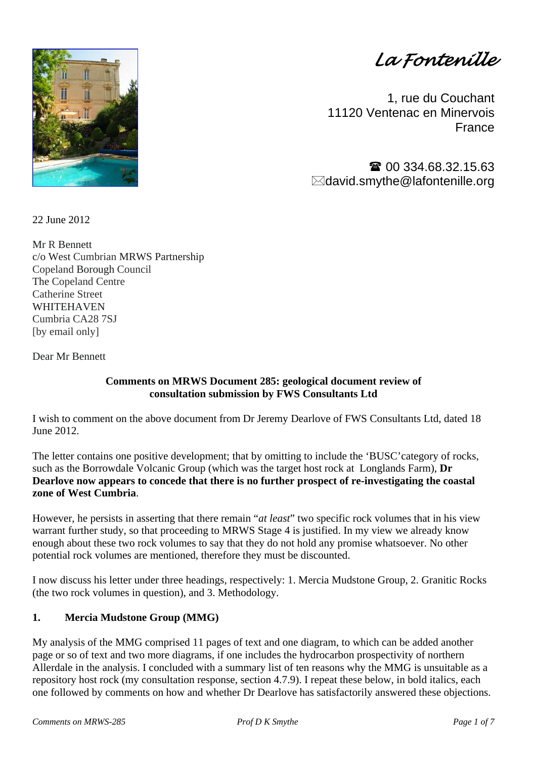*La Fontenille*

1, rue du Couchant
11120 Ventenac en Minervois
France

☎ 00 334.68.32.15.63
✉david.smythe@lafontenille.org

22 June 2012

Mr R Bennett
c/o West Cumbrian MRWS Partnership
Copeland Borough Council
The Copeland Centre
Catherine Street
WHITEHAVEN
Cumbria CA28 7SJ
[by email only]

Dear Mr Bennett

**Comments on MRWS Document 285: geological document review of consultation submission by FWS Consultants Ltd**

I wish to comment on the above document from Dr Jeremy Dearlove of FWS Consultants Ltd, dated 18 June 2012.

The letter contains one positive development; that by omitting to include the 'BUSC'category of rocks, such as the Borrowdale Volcanic Group (which was the target host rock at Longlands Farm), **Dr Dearlove now appears to concede that there is no further prospect of re-investigating the coastal zone of West Cumbria**.

However, he persists in asserting that there remain "*at least*" two specific rock volumes that in his view warrant further study, so that proceeding to MRWS Stage 4 is justified. In my view we already know enough about these two rock volumes to say that they do not hold any promise whatsoever. No other potential rock volumes are mentioned, therefore they must be discounted.

I now discuss his letter under three headings, respectively: 1. Mercia Mudstone Group, 2. Granitic Rocks (the two rock volumes in question), and 3. Methodology.

## 1. Mercia Mudstone Group (MMG)

My analysis of the MMG comprised 11 pages of text and one diagram, to which can be added another page or so of text and two more diagrams, if one includes the hydrocarbon prospectivity of northern Allerdale in the analysis. I concluded with a summary list of ten reasons why the MMG is unsuitable as a repository host rock (my consultation response, section 4.7.9). I repeat these below, in bold italics, each one followed by comments on how and whether Dr Dearlove has satisfactorily answered these objections.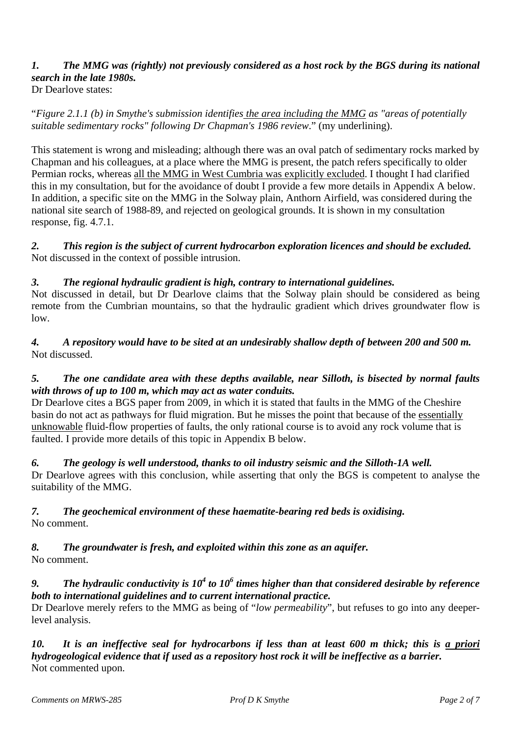*1. The MMG was (rightly) not previously considered as a host rock by the BGS during its national search in the late 1980s.*

Dr Dearlove states:

"*Figure 2.1.1 (b) in Smythe's submission identifies the area including the MMG as "areas of potentially suitable sedimentary rocks" following Dr Chapman's 1986 review*." (my underlining).

This statement is wrong and misleading; although there was an oval patch of sedimentary rocks marked by Chapman and his colleagues, at a place where the MMG is present, the patch refers specifically to older Permian rocks, whereas all the MMG in West Cumbria was explicitly excluded. I thought I had clarified this in my consultation, but for the avoidance of doubt I provide a few more details in Appendix A below. In addition, a specific site on the MMG in the Solway plain, Anthorn Airfield, was considered during the national site search of 1988-89, and rejected on geological grounds. It is shown in my consultation response, fig. 4.7.1.

*2. This region is the subject of current hydrocarbon exploration licences and should be excluded.*

Not discussed in the context of possible intrusion.

*3. The regional hydraulic gradient is high, contrary to international guidelines.*

Not discussed in detail, but Dr Dearlove claims that the Solway plain should be considered as being remote from the Cumbrian mountains, so that the hydraulic gradient which drives groundwater flow is low.

*4. A repository would have to be sited at an undesirably shallow depth of between 200 and 500 m.*

Not discussed.

*5. The one candidate area with these depths available, near Silloth, is bisected by normal faults with throws of up to 100 m, which may act as water conduits.*

Dr Dearlove cites a BGS paper from 2009, in which it is stated that faults in the MMG of the Cheshire basin do not act as pathways for fluid migration. But he misses the point that because of the essentially unknowable fluid-flow properties of faults, the only rational course is to avoid any rock volume that is faulted. I provide more details of this topic in Appendix B below.

*6. The geology is well understood, thanks to oil industry seismic and the Silloth-1A well.*

Dr Dearlove agrees with this conclusion, while asserting that only the BGS is competent to analyse the suitability of the MMG.

*7. The geochemical environment of these haematite-bearing red beds is oxidising.*

No comment.

*8. The groundwater is fresh, and exploited within this zone as an aquifer.*

No comment.

*9. The hydraulic conductivity is $10^4$ to $10^6$ times higher than that considered desirable by reference both to international guidelines and to current international practice.*

Dr Dearlove merely refers to the MMG as being of "*low permeability*", but refuses to go into any deeper-level analysis.

*10. It is an ineffective seal for hydrocarbons if less than at least 600 m thick; this is a priori hydrogeological evidence that if used as a repository host rock it will be ineffective as a barrier.*

Not commented upon.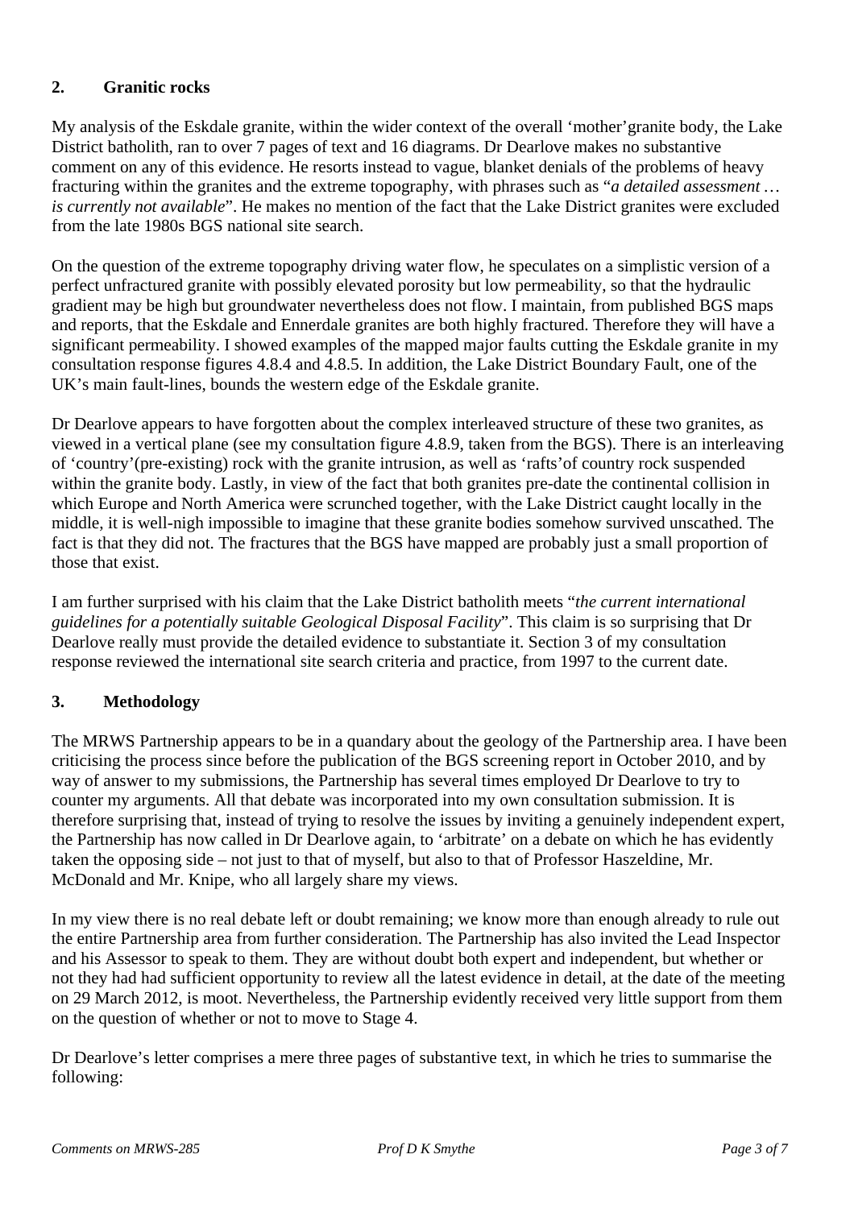## 2. Granitic rocks

My analysis of the Eskdale granite, within the wider context of the overall 'mother'granite body, the Lake District batholith, ran to over 7 pages of text and 16 diagrams. Dr Dearlove makes no substantive comment on any of this evidence. He resorts instead to vague, blanket denials of the problems of heavy fracturing within the granites and the extreme topography, with phrases such as "*a detailed assessment … is currently not available*". He makes no mention of the fact that the Lake District granites were excluded from the late 1980s BGS national site search.

On the question of the extreme topography driving water flow, he speculates on a simplistic version of a perfect unfractured granite with possibly elevated porosity but low permeability, so that the hydraulic gradient may be high but groundwater nevertheless does not flow. I maintain, from published BGS maps and reports, that the Eskdale and Ennerdale granites are both highly fractured. Therefore they will have a significant permeability. I showed examples of the mapped major faults cutting the Eskdale granite in my consultation response figures 4.8.4 and 4.8.5. In addition, the Lake District Boundary Fault, one of the UK's main fault-lines, bounds the western edge of the Eskdale granite.

Dr Dearlove appears to have forgotten about the complex interleaved structure of these two granites, as viewed in a vertical plane (see my consultation figure 4.8.9, taken from the BGS). There is an interleaving of 'country'(pre-existing) rock with the granite intrusion, as well as 'rafts'of country rock suspended within the granite body. Lastly, in view of the fact that both granites pre-date the continental collision in which Europe and North America were scrunched together, with the Lake District caught locally in the middle, it is well-nigh impossible to imagine that these granite bodies somehow survived unscathed. The fact is that they did not. The fractures that the BGS have mapped are probably just a small proportion of those that exist.

I am further surprised with his claim that the Lake District batholith meets "*the current international guidelines for a potentially suitable Geological Disposal Facility*". This claim is so surprising that Dr Dearlove really must provide the detailed evidence to substantiate it. Section 3 of my consultation response reviewed the international site search criteria and practice, from 1997 to the current date.

## 3. Methodology

The MRWS Partnership appears to be in a quandary about the geology of the Partnership area. I have been criticising the process since before the publication of the BGS screening report in October 2010, and by way of answer to my submissions, the Partnership has several times employed Dr Dearlove to try to counter my arguments. All that debate was incorporated into my own consultation submission. It is therefore surprising that, instead of trying to resolve the issues by inviting a genuinely independent expert, the Partnership has now called in Dr Dearlove again, to 'arbitrate' on a debate on which he has evidently taken the opposing side – not just to that of myself, but also to that of Professor Haszeldine, Mr. McDonald and Mr. Knipe, who all largely share my views.

In my view there is no real debate left or doubt remaining; we know more than enough already to rule out the entire Partnership area from further consideration. The Partnership has also invited the Lead Inspector and his Assessor to speak to them. They are without doubt both expert and independent, but whether or not they had had sufficient opportunity to review all the latest evidence in detail, at the date of the meeting on 29 March 2012, is moot. Nevertheless, the Partnership evidently received very little support from them on the question of whether or not to move to Stage 4.

Dr Dearlove's letter comprises a mere three pages of substantive text, in which he tries to summarise the following: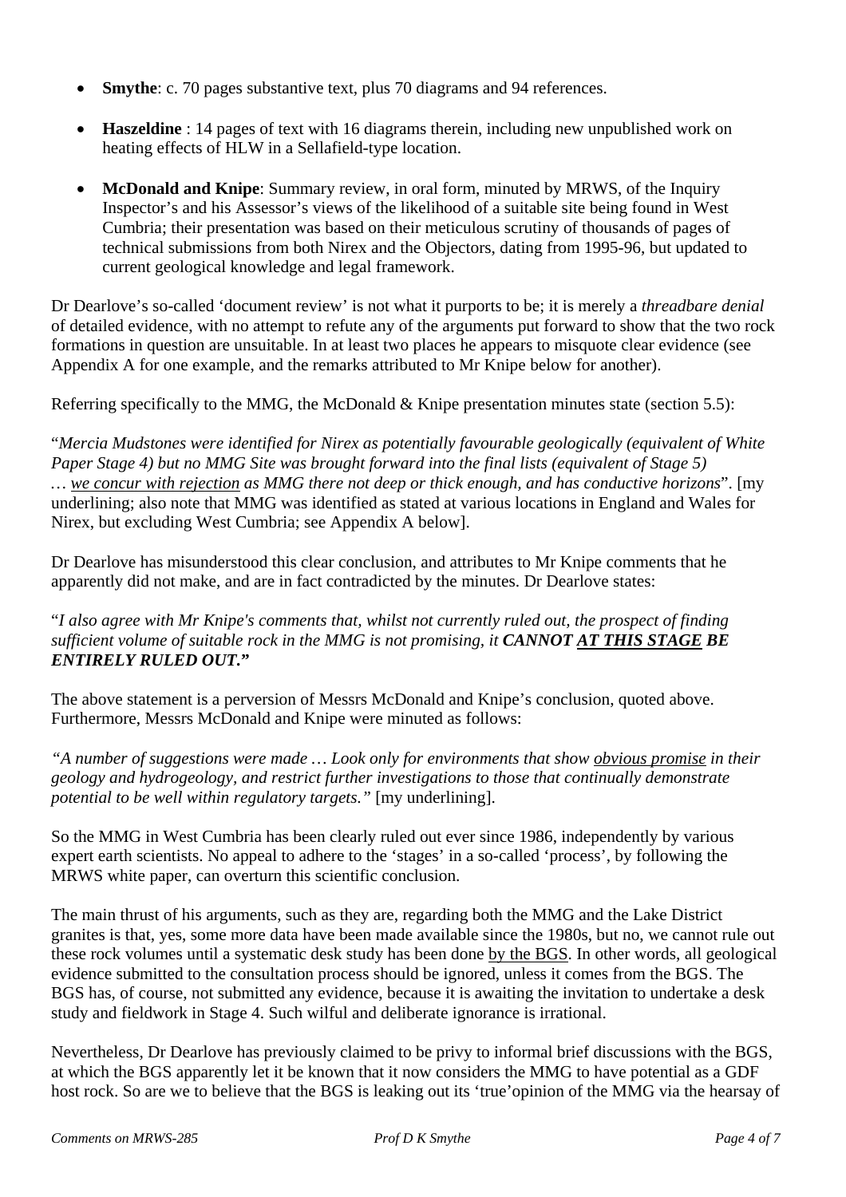- **Smythe**: c. 70 pages substantive text, plus 70 diagrams and 94 references.
- **Haszeldine** : 14 pages of text with 16 diagrams therein, including new unpublished work on heating effects of HLW in a Sellafield-type location.
- **McDonald and Knipe**: Summary review, in oral form, minuted by MRWS, of the Inquiry Inspector's and his Assessor's views of the likelihood of a suitable site being found in West Cumbria; their presentation was based on their meticulous scrutiny of thousands of pages of technical submissions from both Nirex and the Objectors, dating from 1995-96, but updated to current geological knowledge and legal framework.

Dr Dearlove's so-called 'document review' is not what it purports to be; it is merely a *threadbare denial* of detailed evidence, with no attempt to refute any of the arguments put forward to show that the two rock formations in question are unsuitable. In at least two places he appears to misquote clear evidence (see Appendix A for one example, and the remarks attributed to Mr Knipe below for another).

Referring specifically to the MMG, the McDonald & Knipe presentation minutes state (section 5.5):

"*Mercia Mudstones were identified for Nirex as potentially favourable geologically (equivalent of White Paper Stage 4) but no MMG Site was brought forward into the final lists (equivalent of Stage 5) … <u>we concur with rejection</u> as MMG there not deep or thick enough, and has conductive horizons*". [my underlining; also note that MMG was identified as stated at various locations in England and Wales for Nirex, but excluding West Cumbria; see Appendix A below].

Dr Dearlove has misunderstood this clear conclusion, and attributes to Mr Knipe comments that he apparently did not make, and are in fact contradicted by the minutes. Dr Dearlove states:

"*I also agree with Mr Knipe's comments that, whilst not currently ruled out, the prospect of finding sufficient volume of suitable rock in the MMG is not promising, it **CANNOT <u>AT THIS STAGE</u> BE ENTIRELY RULED OUT.**"*

The above statement is a perversion of Messrs McDonald and Knipe's conclusion, quoted above. Furthermore, Messrs McDonald and Knipe were minuted as follows:

*"A number of suggestions were made … Look only for environments that show <u>obvious promise</u> in their geology and hydrogeology, and restrict further investigations to those that continually demonstrate potential to be well within regulatory targets."* [my underlining].

So the MMG in West Cumbria has been clearly ruled out ever since 1986, independently by various expert earth scientists. No appeal to adhere to the 'stages' in a so-called 'process', by following the MRWS white paper, can overturn this scientific conclusion.

The main thrust of his arguments, such as they are, regarding both the MMG and the Lake District granites is that, yes, some more data have been made available since the 1980s, but no, we cannot rule out these rock volumes until a systematic desk study has been done <u>by the BGS</u>. In other words, all geological evidence submitted to the consultation process should be ignored, unless it comes from the BGS. The BGS has, of course, not submitted any evidence, because it is awaiting the invitation to undertake a desk study and fieldwork in Stage 4. Such wilful and deliberate ignorance is irrational.

Nevertheless, Dr Dearlove has previously claimed to be privy to informal brief discussions with the BGS, at which the BGS apparently let it be known that it now considers the MMG to have potential as a GDF host rock. So are we to believe that the BGS is leaking out its 'true'opinion of the MMG via the hearsay of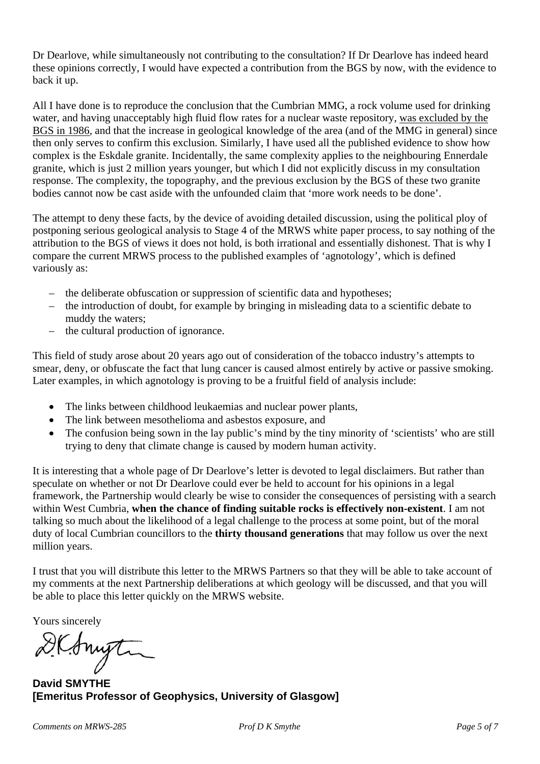Dr Dearlove, while simultaneously not contributing to the consultation? If Dr Dearlove has indeed heard these opinions correctly, I would have expected a contribution from the BGS by now, with the evidence to back it up.

All I have done is to reproduce the conclusion that the Cumbrian MMG, a rock volume used for drinking water, and having unacceptably high fluid flow rates for a nuclear waste repository, was excluded by the BGS in 1986, and that the increase in geological knowledge of the area (and of the MMG in general) since then only serves to confirm this exclusion. Similarly, I have used all the published evidence to show how complex is the Eskdale granite. Incidentally, the same complexity applies to the neighbouring Ennerdale granite, which is just 2 million years younger, but which I did not explicitly discuss in my consultation response. The complexity, the topography, and the previous exclusion by the BGS of these two granite bodies cannot now be cast aside with the unfounded claim that 'more work needs to be done'.

The attempt to deny these facts, by the device of avoiding detailed discussion, using the political ploy of postponing serious geological analysis to Stage 4 of the MRWS white paper process, to say nothing of the attribution to the BGS of views it does not hold, is both irrational and essentially dishonest. That is why I compare the current MRWS process to the published examples of 'agnotology', which is defined variously as:

– the deliberate obfuscation or suppression of scientific data and hypotheses;
– the introduction of doubt, for example by bringing in misleading data to a scientific debate to muddy the waters;
– the cultural production of ignorance.

This field of study arose about 20 years ago out of consideration of the tobacco industry's attempts to smear, deny, or obfuscate the fact that lung cancer is caused almost entirely by active or passive smoking. Later examples, in which agnotology is proving to be a fruitful field of analysis include:

- The links between childhood leukaemias and nuclear power plants,
- The link between mesothelioma and asbestos exposure, and
- The confusion being sown in the lay public's mind by the tiny minority of 'scientists' who are still trying to deny that climate change is caused by modern human activity.

It is interesting that a whole page of Dr Dearlove's letter is devoted to legal disclaimers. But rather than speculate on whether or not Dr Dearlove could ever be held to account for his opinions in a legal framework, the Partnership would clearly be wise to consider the consequences of persisting with a search within West Cumbria, **when the chance of finding suitable rocks is effectively non-existent**. I am not talking so much about the likelihood of a legal challenge to the process at some point, but of the moral duty of local Cumbrian councillors to the **thirty thousand generations** that may follow us over the next million years.

I trust that you will distribute this letter to the MRWS Partners so that they will be able to take account of my comments at the next Partnership deliberations at which geology will be discussed, and that you will be able to place this letter quickly on the MRWS website.

Yours sincerely

D.K. Smythe

**David SMYTHE**
**[Emeritus Professor of Geophysics, University of Glasgow]**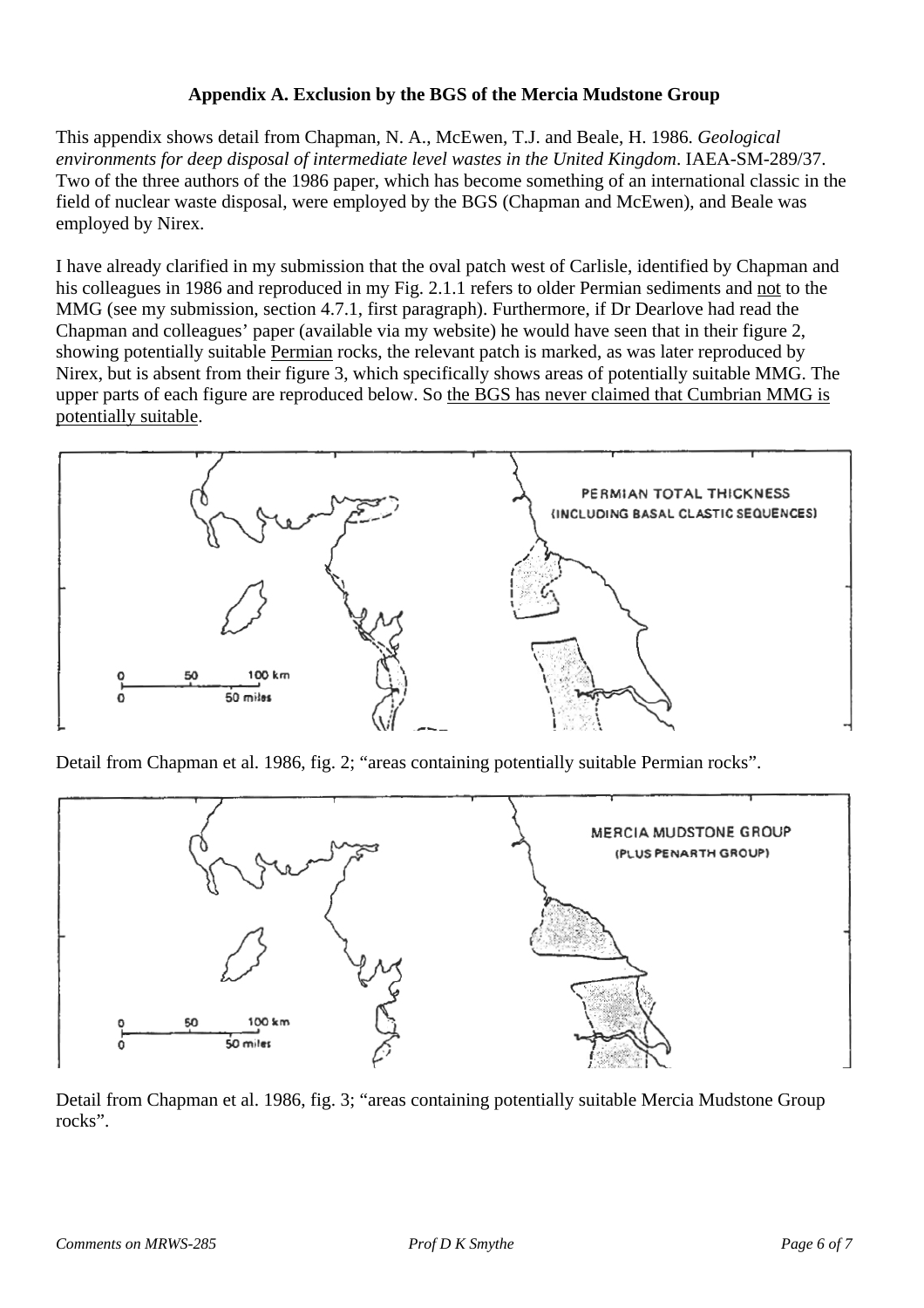**Appendix A. Exclusion by the BGS of the Mercia Mudstone Group**

This appendix shows detail from Chapman, N. A., McEwen, T.J. and Beale, H. 1986. *Geological environments for deep disposal of intermediate level wastes in the United Kingdom*. IAEA-SM-289/37. Two of the three authors of the 1986 paper, which has become something of an international classic in the field of nuclear waste disposal, were employed by the BGS (Chapman and McEwen), and Beale was employed by Nirex.

I have already clarified in my submission that the oval patch west of Carlisle, identified by Chapman and his colleagues in 1986 and reproduced in my Fig. 2.1.1 refers to older Permian sediments and not to the MMG (see my submission, section 4.7.1, first paragraph). Furthermore, if Dr Dearlove had read the Chapman and colleagues' paper (available via my website) he would have seen that in their figure 2, showing potentially suitable Permian rocks, the relevant patch is marked, as was later reproduced by Nirex, but is absent from their figure 3, which specifically shows areas of potentially suitable MMG. The upper parts of each figure are reproduced below. So the BGS has never claimed that Cumbrian MMG is potentially suitable.

Detail from Chapman et al. 1986, fig. 2; "areas containing potentially suitable Permian rocks".

Detail from Chapman et al. 1986, fig. 3; "areas containing potentially suitable Mercia Mudstone Group rocks".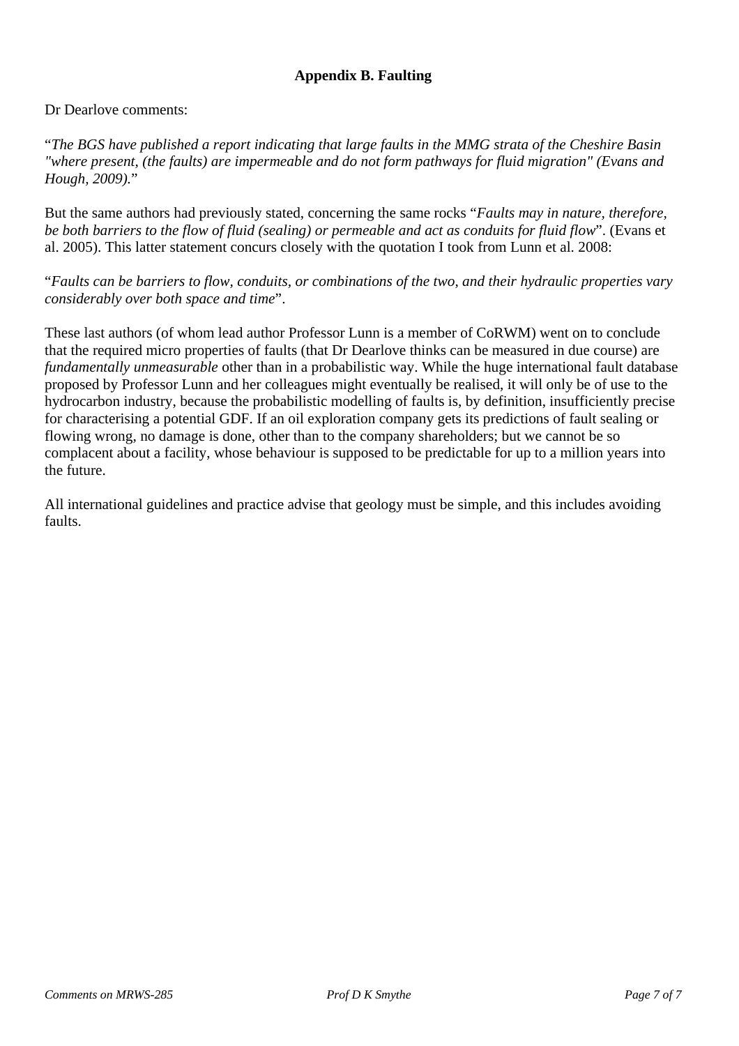## Appendix B. Faulting

Dr Dearlove comments:

"*The BGS have published a report indicating that large faults in the MMG strata of the Cheshire Basin "where present, (the faults) are impermeable and do not form pathways for fluid migration" (Evans and Hough, 2009).*"

But the same authors had previously stated, concerning the same rocks "*Faults may in nature, therefore, be both barriers to the flow of fluid (sealing) or permeable and act as conduits for fluid flow*". (Evans et al. 2005). This latter statement concurs closely with the quotation I took from Lunn et al. 2008:

"*Faults can be barriers to flow, conduits, or combinations of the two, and their hydraulic properties vary considerably over both space and time*".

These last authors (of whom lead author Professor Lunn is a member of CoRWM) went on to conclude that the required micro properties of faults (that Dr Dearlove thinks can be measured in due course) are *fundamentally unmeasurable* other than in a probabilistic way. While the huge international fault database proposed by Professor Lunn and her colleagues might eventually be realised, it will only be of use to the hydrocarbon industry, because the probabilistic modelling of faults is, by definition, insufficiently precise for characterising a potential GDF. If an oil exploration company gets its predictions of fault sealing or flowing wrong, no damage is done, other than to the company shareholders; but we cannot be so complacent about a facility, whose behaviour is supposed to be predictable for up to a million years into the future.

All international guidelines and practice advise that geology must be simple, and this includes avoiding faults.